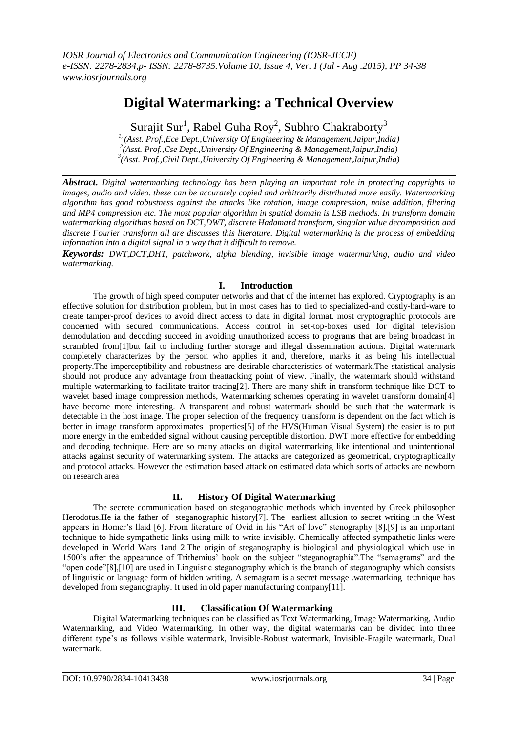# Digital Watermarking: a Technical Overview

Surajit Sur[1], Rabel Guha Roy[2], Subhro Chakraborty[3]

*[1,] (Asst. Prof.,Ece Dept.,University Of Engineering & Management,Jaipur,India)*
*[2](Asst. Prof.,Cse Dept.,University Of Engineering & Management,Jaipur,India)*
*[3](Asst. Prof.,Civil Dept.,University Of Engineering & Management,Jaipur,India)*

***Abstract.*** *Digital watermarking technology has been playing an important role in protecting copyrights in images, audio and video. these can be accurately copied and arbitrarily distributed more easily. Watermarking algorithm has good robustness against the attacks like rotation, image compression, noise addition, filtering and MP4 compression etc. The most popular algorithm in spatial domain is LSB methods. In transform domain watermarking algorithms based on DCT,DWT, discrete Hadamard transform, singular value decomposition and discrete Fourier transform all are discusses this literature. Digital watermarking is the process of embedding information into a digital signal in a way that it difficult to remove.*

***Keywords:*** *DWT,DCT,DHT, patchwork, alpha blending, invisible image watermarking, audio and video watermarking.*

## I. Introduction

The growth of high speed computer networks and that of the internet has explored. Cryptography is an effective solution for distribution problem, but in most cases has to tied to specialized-and costly-hard-ware to create tamper-proof devices to avoid direct access to data in digital format. most cryptographic protocols are concerned with secured communications. Access control in set-top-boxes used for digital television demodulation and decoding succeed in avoiding unauthorized access to programs that are being broadcast in scrambled from[1]but fail to including further storage and illegal dissemination actions. Digital watermark completely characterizes by the person who applies it and, therefore, marks it as being his intellectual property.The imperceptibility and robustness are desirable characteristics of watermark.The statistical analysis should not produce any advantage from theattacking point of view. Finally, the watermark should withstand multiple watermarking to facilitate traitor tracing[2]. There are many shift in transform technique like DCT to wavelet based image compression methods, Watermarking schemes operating in wavelet transform domain[4] have become more interesting. A transparent and robust watermark should be such that the watermark is detectable in the host image. The proper selection of the frequency transform is dependent on the fact which is better in image transform approximates properties[5] of the HVS(Human Visual System) the easier is to put more energy in the embedded signal without causing perceptible distortion. DWT more effective for embedding and decoding technique. Here are so many attacks on digital watermarking like intentional and unintentional attacks against security of watermarking system. The attacks are categorized as geometrical, cryptographically and protocol attacks. However the estimation based attack on estimated data which sorts of attacks are newborn on research area

## II. History Of Digital Watermarking

The secrete communication based on steganographic methods which invented by Greek philosopher Herodotus.He ia the father of steganographic history[7]. The earliest allusion to secret writing in the West appears in Homer's llaid [6]. From literature of Ovid in his "Art of love" stenography [8],[9] is an important technique to hide sympathetic links using milk to write invisibly. Chemically affected sympathetic links were developed in World Wars 1and 2.The origin of steganography is biological and physiological which use in 1500's after the appearance of Trithemius' book on the subject "steganographia".The "semagrams" and the "open code"[8],[10] are used in Linguistic steganography which is the branch of steganography which consists of linguistic or language form of hidden writing. A semagram is a secret message .watermarking technique has developed from steganography. It used in old paper manufacturing company[11].

## III. Classification Of Watermarking

Digital Watermarking techniques can be classified as Text Watermarking, Image Watermarking, Audio Watermarking, and Video Watermarking. In other way, the digital watermarks can be divided into three different type's as follows visible watermark, Invisible-Robust watermark, Invisible-Fragile watermark, Dual watermark.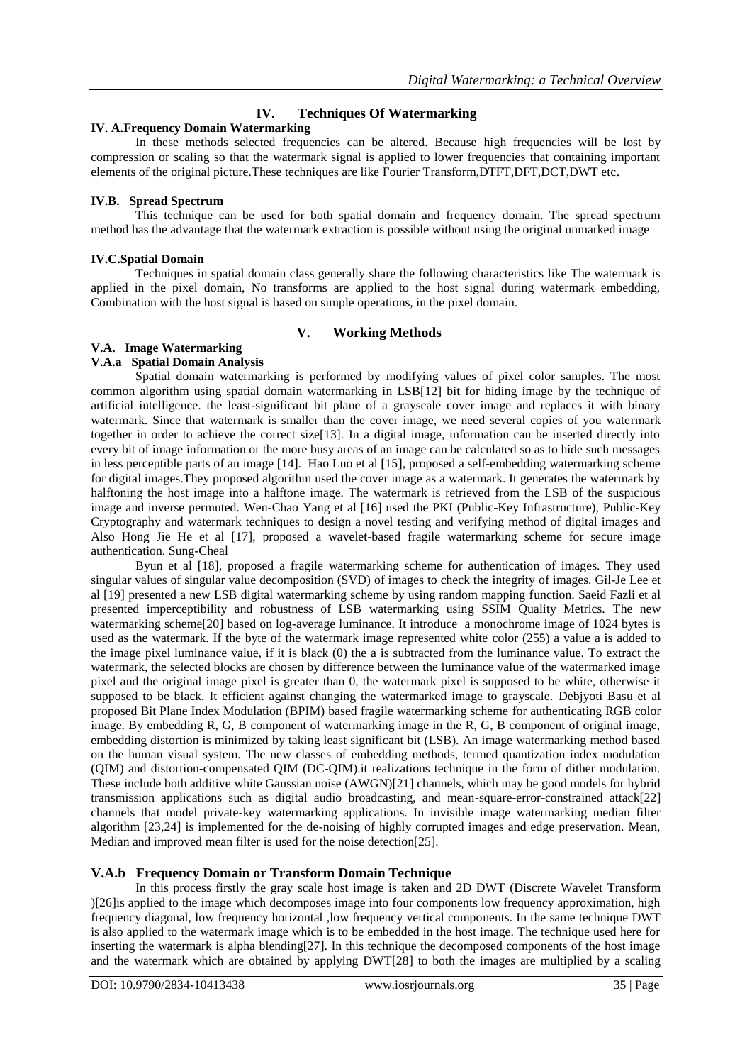## IV. Techniques Of Watermarking

### IV. A.Frequency Domain Watermarking

In these methods selected frequencies can be altered. Because high frequencies will be lost by compression or scaling so that the watermark signal is applied to lower frequencies that containing important elements of the original picture.These techniques are like Fourier Transform,DTFT,DFT,DCT,DWT etc.

### IV.B. Spread Spectrum

This technique can be used for both spatial domain and frequency domain. The spread spectrum method has the advantage that the watermark extraction is possible without using the original unmarked image

### IV.C.Spatial Domain

Techniques in spatial domain class generally share the following characteristics like The watermark is applied in the pixel domain, No transforms are applied to the host signal during watermark embedding, Combination with the host signal is based on simple operations, in the pixel domain.

## V. Working Methods

### V.A. Image Watermarking

#### V.A.a Spatial Domain Analysis

Spatial domain watermarking is performed by modifying values of pixel color samples. The most common algorithm using spatial domain watermarking in LSB[12] bit for hiding image by the technique of artificial intelligence. the least-significant bit plane of a grayscale cover image and replaces it with binary watermark. Since that watermark is smaller than the cover image, we need several copies of you watermark together in order to achieve the correct size[13]. In a digital image, information can be inserted directly into every bit of image information or the more busy areas of an image can be calculated so as to hide such messages in less perceptible parts of an image [14]. Hao Luo et al [15], proposed a self-embedding watermarking scheme for digital images.They proposed algorithm used the cover image as a watermark. It generates the watermark by halftoning the host image into a halftone image. The watermark is retrieved from the LSB of the suspicious image and inverse permuted. Wen-Chao Yang et al [16] used the PKI (Public-Key Infrastructure), Public-Key Cryptography and watermark techniques to design a novel testing and verifying method of digital images and Also Hong Jie He et al [17], proposed a wavelet-based fragile watermarking scheme for secure image authentication. Sung-Cheal

Byun et al [18], proposed a fragile watermarking scheme for authentication of images. They used singular values of singular value decomposition (SVD) of images to check the integrity of images. Gil-Je Lee et al [19] presented a new LSB digital watermarking scheme by using random mapping function. Saeid Fazli et al presented imperceptibility and robustness of LSB watermarking using SSIM Quality Metrics. The new watermarking scheme[20] based on log-average luminance. It introduce a monochrome image of 1024 bytes is used as the watermark. If the byte of the watermark image represented white color (255) a value a is added to the image pixel luminance value, if it is black (0) the a is subtracted from the luminance value. To extract the watermark, the selected blocks are chosen by difference between the luminance value of the watermarked image pixel and the original image pixel is greater than 0, the watermark pixel is supposed to be white, otherwise it supposed to be black. It efficient against changing the watermarked image to grayscale. Debjyoti Basu et al proposed Bit Plane Index Modulation (BPIM) based fragile watermarking scheme for authenticating RGB color image. By embedding R, G, B component of watermarking image in the R, G, B component of original image, embedding distortion is minimized by taking least significant bit (LSB). An image watermarking method based on the human visual system. The new classes of embedding methods, termed quantization index modulation (QIM) and distortion-compensated QIM (DC-QIM).it realizations technique in the form of dither modulation. These include both additive white Gaussian noise (AWGN)[21] channels, which may be good models for hybrid transmission applications such as digital audio broadcasting, and mean-square-error-constrained attack[22] channels that model private-key watermarking applications. In invisible image watermarking median filter algorithm [23,24] is implemented for the de-noising of highly corrupted images and edge preservation. Mean, Median and improved mean filter is used for the noise detection[25].

#### V.A.b Frequency Domain or Transform Domain Technique

In this process firstly the gray scale host image is taken and 2D DWT (Discrete Wavelet Transform )[26]is applied to the image which decomposes image into four components low frequency approximation, high frequency diagonal, low frequency horizontal ,low frequency vertical components. In the same technique DWT is also applied to the watermark image which is to be embedded in the host image. The technique used here for inserting the watermark is alpha blending[27]. In this technique the decomposed components of the host image and the watermark which are obtained by applying DWT[28] to both the images are multiplied by a scaling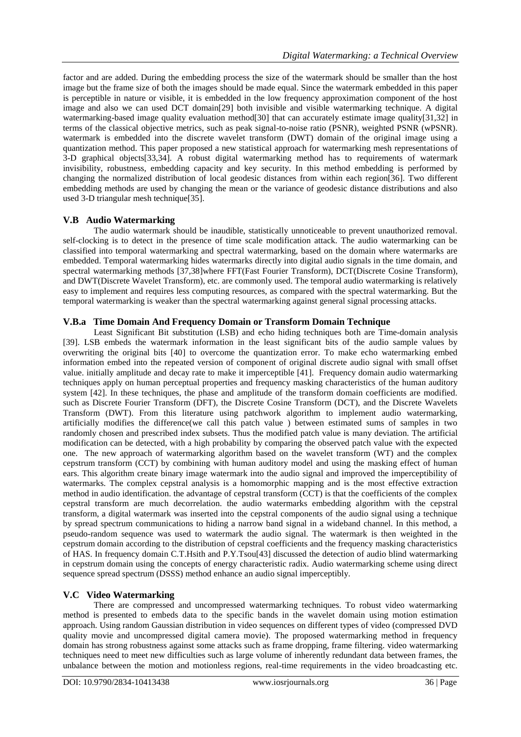factor and are added. During the embedding process the size of the watermark should be smaller than the host image but the frame size of both the images should be made equal. Since the watermark embedded in this paper is perceptible in nature or visible, it is embedded in the low frequency approximation component of the host image and also we can used DCT domain[29] both invisible and visible watermarking technique. A digital watermarking-based image quality evaluation method[30] that can accurately estimate image quality[31,32] in terms of the classical objective metrics, such as peak signal-to-noise ratio (PSNR), weighted PSNR (wPSNR). watermark is embedded into the discrete wavelet transform (DWT) domain of the original image using a quantization method. This paper proposed a new statistical approach for watermarking mesh representations of 3-D graphical objects[33,34]. A robust digital watermarking method has to requirements of watermark invisibility, robustness, embedding capacity and key security. In this method embedding is performed by changing the normalized distribution of local geodesic distances from within each region[36]. Two different embedding methods are used by changing the mean or the variance of geodesic distance distributions and also used 3-D triangular mesh technique[35].

### V.B Audio Watermarking

The audio watermark should be inaudible, statistically unnoticeable to prevent unauthorized removal. self-clocking is to detect in the presence of time scale modification attack. The audio watermarking can be classified into temporal watermarking and spectral watermarking, based on the domain where watermarks are embedded. Temporal watermarking hides watermarks directly into digital audio signals in the time domain, and spectral watermarking methods [37,38]where FFT(Fast Fourier Transform), DCT(Discrete Cosine Transform), and DWT(Discrete Wavelet Transform), etc. are commonly used. The temporal audio watermarking is relatively easy to implement and requires less computing resources, as compared with the spectral watermarking. But the temporal watermarking is weaker than the spectral watermarking against general signal processing attacks.

#### V.B.a Time Domain And Frequency Domain or Transform Domain Technique

Least Significant Bit substitution (LSB) and echo hiding techniques both are Time-domain analysis [39]. LSB embeds the watermark information in the least significant bits of the audio sample values by overwriting the original bits [40] to overcome the quantization error. To make echo watermarking embed information embed into the repeated version of component of original discrete audio signal with small offset value. initially amplitude and decay rate to make it imperceptible [41]. Frequency domain audio watermarking techniques apply on human perceptual properties and frequency masking characteristics of the human auditory system [42]. In these techniques, the phase and amplitude of the transform domain coefficients are modified. such as Discrete Fourier Transform (DFT), the Discrete Cosine Transform (DCT), and the Discrete Wavelets Transform (DWT). From this literature using patchwork algorithm to implement audio watermarking, artificially modifies the difference(we call this patch value ) between estimated sums of samples in two randomly chosen and prescribed index subsets. Thus the modified patch value is many deviation. The artificial modification can be detected, with a high probability by comparing the observed patch value with the expected one. The new approach of watermarking algorithm based on the wavelet transform (WT) and the complex cepstrum transform (CCT) by combining with human auditory model and using the masking effect of human ears. This algorithm create binary image watermark into the audio signal and improved the imperceptibility of watermarks. The complex cepstral analysis is a homomorphic mapping and is the most effective extraction method in audio identification. the advantage of cepstral transform (CCT) is that the coefficients of the complex cepstral transform are much decorrelation. the audio watermarks embedding algorithm with the cepstral transform, a digital watermark was inserted into the cepstral components of the audio signal using a technique by spread spectrum communications to hiding a narrow band signal in a wideband channel. In this method, a pseudo-random sequence was used to watermark the audio signal. The watermark is then weighted in the cepstrum domain according to the distribution of cepstral coefficients and the frequency masking characteristics of HAS. In frequency domain C.T.Hsith and P.Y.Tsou[43] discussed the detection of audio blind watermarking in cepstrum domain using the concepts of energy characteristic radix. Audio watermarking scheme using direct sequence spread spectrum (DSSS) method enhance an audio signal imperceptibly.

### V.C Video Watermarking

There are compressed and uncompressed watermarking techniques. To robust video watermarking method is presented to embeds data to the specific bands in the wavelet domain using motion estimation approach. Using random Gaussian distribution in video sequences on different types of video (compressed DVD quality movie and uncompressed digital camera movie). The proposed watermarking method in frequency domain has strong robustness against some attacks such as frame dropping, frame filtering. video watermarking techniques need to meet new difficulties such as large volume of inherently redundant data between frames, the unbalance between the motion and motionless regions, real-time requirements in the video broadcasting etc.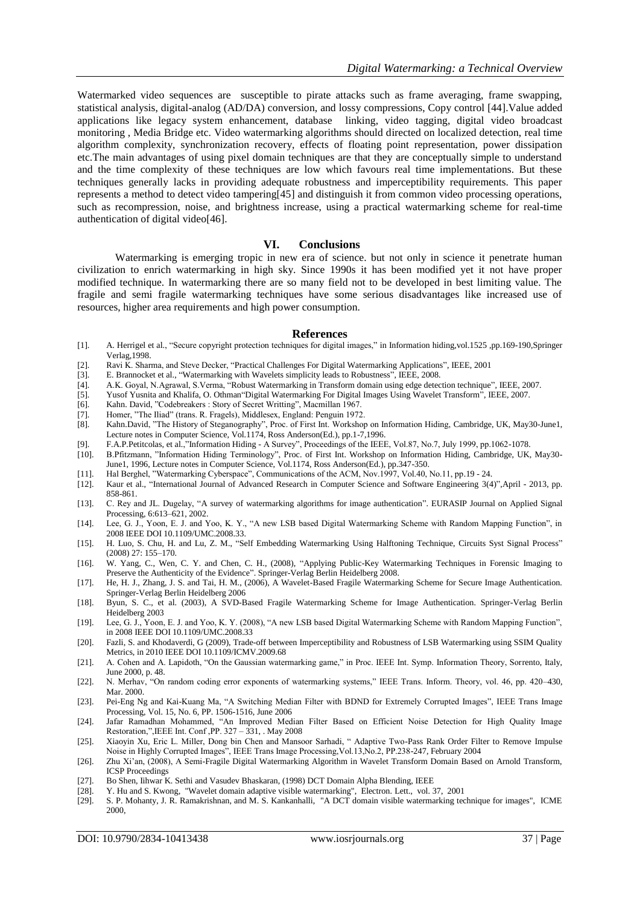Watermarked video sequences are susceptible to pirate attacks such as frame averaging, frame swapping, statistical analysis, digital-analog (AD/DA) conversion, and lossy compressions, Copy control [44].Value added applications like legacy system enhancement, database linking, video tagging, digital video broadcast monitoring , Media Bridge etc. Video watermarking algorithms should directed on localized detection, real time algorithm complexity, synchronization recovery, effects of floating point representation, power dissipation etc.The main advantages of using pixel domain techniques are that they are conceptually simple to understand and the time complexity of these techniques are low which favours real time implementations. But these techniques generally lacks in providing adequate robustness and imperceptibility requirements. This paper represents a method to detect video tampering[45] and distinguish it from common video processing operations, such as recompression, noise, and brightness increase, using a practical watermarking scheme for real-time authentication of digital video[46].

## VI. Conclusions

Watermarking is emerging tropic in new era of science. but not only in science it penetrate human civilization to enrich watermarking in high sky. Since 1990s it has been modified yet it not have proper modified technique. In watermarking there are so many field not to be developed in best limiting value. The fragile and semi fragile watermarking techniques have some serious disadvantages like increased use of resources, higher area requirements and high power consumption.

## References

[1]. A. Herrigel et al., "Secure copyright protection techniques for digital images," in Information hiding,vol.1525 ,pp.169-190,Springer Verlag,1998.

[2]. Ravi K. Sharma, and Steve Decker, "Practical Challenges For Digital Watermarking Applications", IEEE, 2001

[3]. E. Brannocket et al., "Watermarking with Wavelets simplicity leads to Robustness", IEEE, 2008.

[4]. A.K. Goyal, N.Agrawal, S.Verma, "Robust Watermarking in Transform domain using edge detection technique", IEEE, 2007.

[5]. Yusof Yusnita and Khalifa, O. Othman"Digital Watermarking For Digital Images Using Wavelet Transform", IEEE, 2007.

[6]. Kahn. David, "Codebreakers : Story of Secret Writting", Macmillan 1967.

[7]. Homer, "The Iliad" (trans. R. Fragels), Middlesex, England: Penguin 1972.

[8]. Kahn.David, "The History of Steganography", Proc. of First Int. Workshop on Information Hiding, Cambridge, UK, May30-June1, Lecture notes in Computer Science, Vol.1174, Ross Anderson(Ed.), pp.1-7,1996.

[9]. F.A.P.Petitcolas, et al.,"Information Hiding - A Survey", Proceedings of the IEEE, Vol.87, No.7, July 1999, pp.1062-1078.

[10]. B.Pfitzmann, "Information Hiding Terminology", Proc. of First Int. Workshop on Information Hiding, Cambridge, UK, May30-June1, 1996, Lecture notes in Computer Science, Vol.1174, Ross Anderson(Ed.), pp.347-350.

[11]. Hal Berghel, "Watermarking Cyberspace", Communications of the ACM, Nov.1997, Vol.40, No.11, pp.19 - 24.

[12]. Kaur et al., "International Journal of Advanced Research in Computer Science and Software Engineering 3(4)",April - 2013, pp. 858-861.

[13]. C. Rey and JL. Dugelay, "A survey of watermarking algorithms for image authentication". EURASIP Journal on Applied Signal Processing, 6:613–621, 2002.

[14]. Lee, G. J., Yoon, E. J. and Yoo, K. Y., "A new LSB based Digital Watermarking Scheme with Random Mapping Function", in 2008 IEEE DOI 10.1109/UMC.2008.33.

[15]. H. Luo, S. Chu, H. and Lu, Z. M., "Self Embedding Watermarking Using Halftoning Technique, Circuits Syst Signal Process" (2008) 27: 155–170.

[16]. W. Yang, C., Wen, C. Y. and Chen, C. H., (2008), "Applying Public-Key Watermarking Techniques in Forensic Imaging to Preserve the Authenticity of the Evidence". Springer-Verlag Berlin Heidelberg 2008.

[17]. He, H. J., Zhang, J. S. and Tai, H. M., (2006), A Wavelet-Based Fragile Watermarking Scheme for Secure Image Authentication. Springer-Verlag Berlin Heidelberg 2006

[18]. Byun, S. C., et al. (2003), A SVD-Based Fragile Watermarking Scheme for Image Authentication. Springer-Verlag Berlin Heidelberg 2003

[19]. Lee, G. J., Yoon, E. J. and Yoo, K. Y. (2008), "A new LSB based Digital Watermarking Scheme with Random Mapping Function", in 2008 IEEE DOI 10.1109/UMC.2008.33

[20]. Fazli, S. and Khodaverdi, G (2009), Trade-off between Imperceptibility and Robustness of LSB Watermarking using SSIM Quality Metrics, in 2010 IEEE DOI 10.1109/ICMV.2009.68

[21]. A. Cohen and A. Lapidoth, "On the Gaussian watermarking game," in Proc. IEEE Int. Symp. Information Theory, Sorrento, Italy, June 2000, p. 48.

[22]. N. Merhav, "On random coding error exponents of watermarking systems," IEEE Trans. Inform. Theory, vol. 46, pp. 420–430, Mar. 2000.

[23]. Pei-Eng Ng and Kai-Kuang Ma, "A Switching Median Filter with BDND for Extremely Corrupted Images", IEEE Trans Image Processing, Vol. 15, No. 6, PP. 1506-1516, June 2006

[24]. Jafar Ramadhan Mohammed, "An Improved Median Filter Based on Efficient Noise Detection for High Quality Image Restoration,",IEEE Int. Conf ,PP. 327 – 331, . May 2008

[25]. Xiaoyin Xu, Eric L. Miller, Dong bin Chen and Mansoor Sarhadi, " Adaptive Two-Pass Rank Order Filter to Remove Impulse Noise in Highly Corrupted Images", IEEE Trans Image Processing,Vol.13,No.2, PP.238-247, February 2004

[26]. Zhu Xi'an, (2008), A Semi-Fragile Digital Watermarking Algorithm in Wavelet Transform Domain Based on Arnold Transform, ICSP Proceedings

[27]. Bo Shen, Iihwar K. Sethi and Vasudev Bhaskaran, (1998) DCT Domain Alpha Blending, IEEE

[28]. Y. Hu and S. Kwong, "Wavelet domain adaptive visible watermarking", Electron. Lett., vol. 37, 2001

[29]. S. P. Mohanty, J. R. Ramakrishnan, and M. S. Kankanhalli, "A DCT domain visible watermarking technique for images", ICME 2000,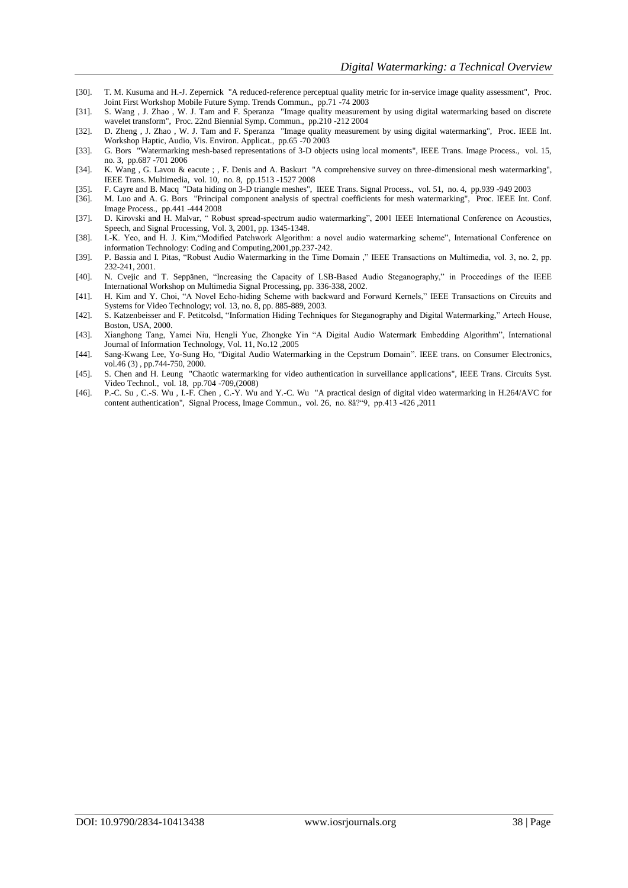[30]. T. M. Kusuma and H.-J. Zepernick "A reduced-reference perceptual quality metric for in-service image quality assessment", Proc. Joint First Workshop Mobile Future Symp. Trends Commun., pp.71 -74 2003

[31]. S. Wang , J. Zhao , W. J. Tam and F. Speranza "Image quality measurement by using digital watermarking based on discrete wavelet transform", Proc. 22nd Biennial Symp. Commun., pp.210 -212 2004

[32]. D. Zheng , J. Zhao , W. J. Tam and F. Speranza "Image quality measurement by using digital watermarking", Proc. IEEE Int. Workshop Haptic, Audio, Vis. Environ. Applicat., pp.65 -70 2003

[33]. G. Bors "Watermarking mesh-based representations of 3-D objects using local moments", IEEE Trans. Image Process., vol. 15, no. 3, pp.687 -701 2006

[34]. K. Wang , G. Lavou & eacute ; , F. Denis and A. Baskurt "A comprehensive survey on three-dimensional mesh watermarking", IEEE Trans. Multimedia, vol. 10, no. 8, pp.1513 -1527 2008

[35]. F. Cayre and B. Macq "Data hiding on 3-D triangle meshes", IEEE Trans. Signal Process., vol. 51, no. 4, pp.939 -949 2003

[36]. M. Luo and A. G. Bors "Principal component analysis of spectral coefficients for mesh watermarking", Proc. IEEE Int. Conf. Image Process., pp.441 -444 2008

[37]. D. Kirovski and H. Malvar, " Robust spread-spectrum audio watermarking", 2001 IEEE International Conference on Acoustics, Speech, and Signal Processing, Vol. 3, 2001, pp. 1345-1348.

[38]. I.-K. Yeo, and H. J. Kim,"Modified Patchwork Algorithm: a novel audio watermarking scheme", International Conference on information Technology: Coding and Computing,2001,pp.237-242.

[39]. P. Bassia and I. Pitas, "Robust Audio Watermarking in the Time Domain ," IEEE Transactions on Multimedia, vol. 3, no. 2, pp. 232-241, 2001.

[40]. N. Cvejic and T. Seppänen, "Increasing the Capacity of LSB-Based Audio Steganography," in Proceedings of the IEEE International Workshop on Multimedia Signal Processing, pp. 336-338, 2002.

[41]. H. Kim and Y. Choi, "A Novel Echo-hiding Scheme with backward and Forward Kernels," IEEE Transactions on Circuits and Systems for Video Technology; vol. 13, no. 8, pp. 885-889, 2003.

[42]. S. Katzenbeisser and F. Petitcolsd, "Information Hiding Techniques for Steganography and Digital Watermarking," Artech House, Boston, USA, 2000.

[43]. Xianghong Tang, Yamei Niu, Hengli Yue, Zhongke Yin "A Digital Audio Watermark Embedding Algorithm", International Journal of Information Technology, Vol. 11, No.12 ,2005

[44]. Sang-Kwang Lee, Yo-Sung Ho, "Digital Audio Watermarking in the Cepstrum Domain". IEEE trans. on Consumer Electronics, vol.46 (3) , pp.744-750, 2000.

[45]. S. Chen and H. Leung "Chaotic watermarking for video authentication in surveillance applications", IEEE Trans. Circuits Syst. Video Technol., vol. 18, pp.704 -709,(2008)

[46]. P.-C. Su , C.-S. Wu , I.-F. Chen , C.-Y. Wu and Y.-C. Wu "A practical design of digital video watermarking in H.264/AVC for content authentication", Signal Process, Image Commun., vol. 26, no. 8â?"9, pp.413 -426 ,2011